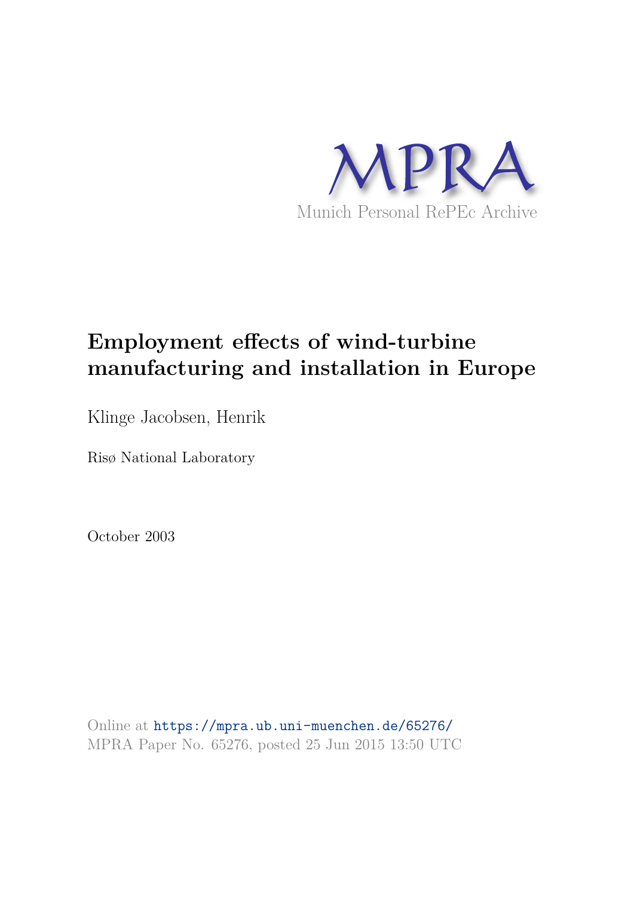MPRA

Munich Personal RePEc Archive

# Employment effects of wind-turbine manufacturing and installation in Europe

Klinge Jacobsen, Henrik

Risø National Laboratory

October 2003

Online at https://mpra.ub.uni-muenchen.de/65276/
MPRA Paper No. 65276, posted 25 Jun 2015 13:50 UTC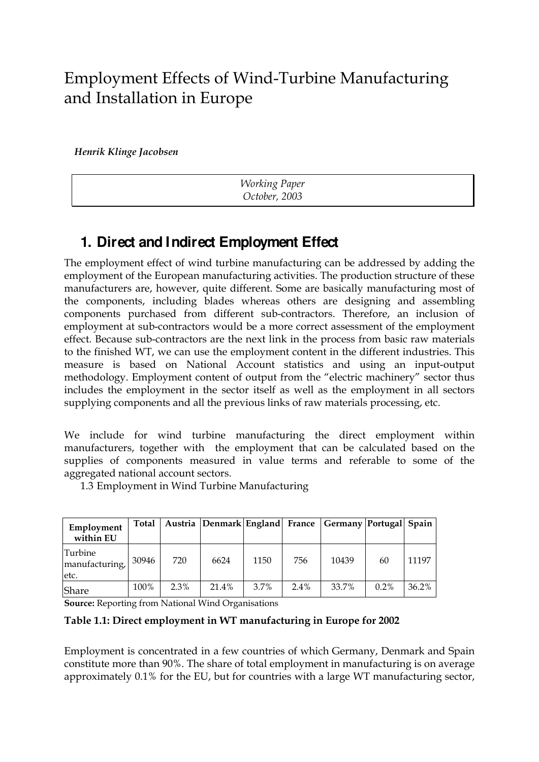# Employment Effects of Wind-Turbine Manufacturing and Installation in Europe

***Henrik Klinge Jacobsen***

*Working Paper*
*October, 2003*

## 1. Direct and Indirect Employment Effect

The employment effect of wind turbine manufacturing can be addressed by adding the employment of the European manufacturing activities. The production structure of these manufacturers are, however, quite different. Some are basically manufacturing most of the components, including blades whereas others are designing and assembling components purchased from different sub-contractors. Therefore, an inclusion of employment at sub-contractors would be a more correct assessment of the employment effect. Because sub-contractors are the next link in the process from basic raw materials to the finished WT, we can use the employment content in the different industries. This measure is based on National Account statistics and using an input-output methodology. Employment content of output from the "electric machinery" sector thus includes the employment in the sector itself as well as the employment in all sectors supplying components and all the previous links of raw materials processing, etc.

We include for wind turbine manufacturing the direct employment within manufacturers, together with the employment that can be calculated based on the supplies of components measured in value terms and referable to some of the aggregated national account sectors.

1.3 Employment in Wind Turbine Manufacturing

| Employment within EU | Total | Austria | Denmark | England | France | Germany | Portugal | Spain |
|---|---|---|---|---|---|---|---|---|
| Turbine manufacturing, etc. | 30946 | 720 | 6624 | 1150 | 756 | 10439 | 60 | 11197 |
| Share | 100% | 2.3% | 21.4% | 3.7% | 2.4% | 33.7% | 0.2% | 36.2% |

**Source:** Reporting from National Wind Organisations

**Table 1.1: Direct employment in WT manufacturing in Europe for 2002**

Employment is concentrated in a few countries of which Germany, Denmark and Spain constitute more than 90%. The share of total employment in manufacturing is on average approximately 0.1% for the EU, but for countries with a large WT manufacturing sector,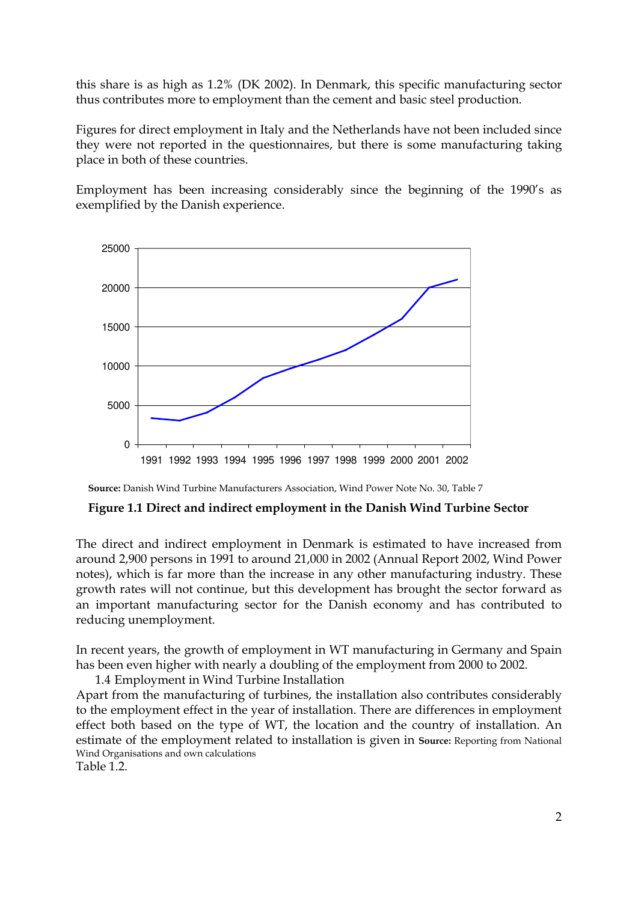this share is as high as 1.2% (DK 2002). In Denmark, this specific manufacturing sector thus contributes more to employment than the cement and basic steel production.

Figures for direct employment in Italy and the Netherlands have not been included since they were not reported in the questionnaires, but there is some manufacturing taking place in both of these countries.

Employment has been increasing considerably since the beginning of the 1990's as exemplified by the Danish experience.

**Source:** Danish Wind Turbine Manufacturers Association, Wind Power Note No. 30, Table 7

**Figure 1.1 Direct and indirect employment in the Danish Wind Turbine Sector**

The direct and indirect employment in Denmark is estimated to have increased from around 2,900 persons in 1991 to around 21,000 in 2002 (Annual Report 2002, Wind Power notes), which is far more than the increase in any other manufacturing industry. These growth rates will not continue, but this development has brought the sector forward as an important manufacturing sector for the Danish economy and has contributed to reducing unemployment.

In recent years, the growth of employment in WT manufacturing in Germany and Spain has been even higher with nearly a doubling of the employment from 2000 to 2002.

## 1.4 Employment in Wind Turbine Installation

Apart from the manufacturing of turbines, the installation also contributes considerably to the employment effect in the year of installation. There are differences in employment effect both based on the type of WT, the location and the country of installation. An estimate of the employment related to installation is given in **Source:** Reporting from National Wind Organisations and own calculations
Table 1.2.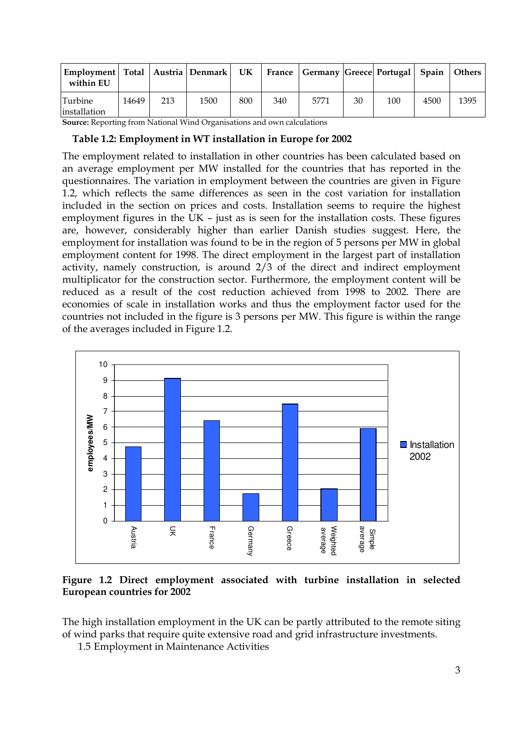| Employment within EU | Total | Austria | Denmark | UK | France | Germany | Greece | Portugal | Spain | Others |
|---|---|---|---|---|---|---|---|---|---|---|
| Turbine installation | 14649 | 213 | 1500 | 800 | 340 | 5771 | 30 | 100 | 4500 | 1395 |

**Source:** Reporting from National Wind Organisations and own calculations

**Table 1.2: Employment in WT installation in Europe for 2002**

The employment related to installation in other countries has been calculated based on an average employment per MW installed for the countries that has reported in the questionnaires. The variation in employment between the countries are given in Figure 1.2, which reflects the same differences as seen in the cost variation for installation included in the section on prices and costs. Installation seems to require the highest employment figures in the UK – just as is seen for the installation costs. These figures are, however, considerably higher than earlier Danish studies suggest. Here, the employment for installation was found to be in the region of 5 persons per MW in global employment content for 1998. The direct employment in the largest part of installation activity, namely construction, is around 2/3 of the direct and indirect employment multiplicator for the construction sector. Furthermore, the employment content will be reduced as a result of the cost reduction achieved from 1998 to 2002. There are economies of scale in installation works and thus the employment factor used for the countries not included in the figure is 3 persons per MW. This figure is within the range of the averages included in Figure 1.2.

**Figure 1.2 Direct employment associated with turbine installation in selected European countries for 2002**

The high installation employment in the UK can be partly attributed to the remote siting of wind parks that require quite extensive road and grid infrastructure investments.

1.5 Employment in Maintenance Activities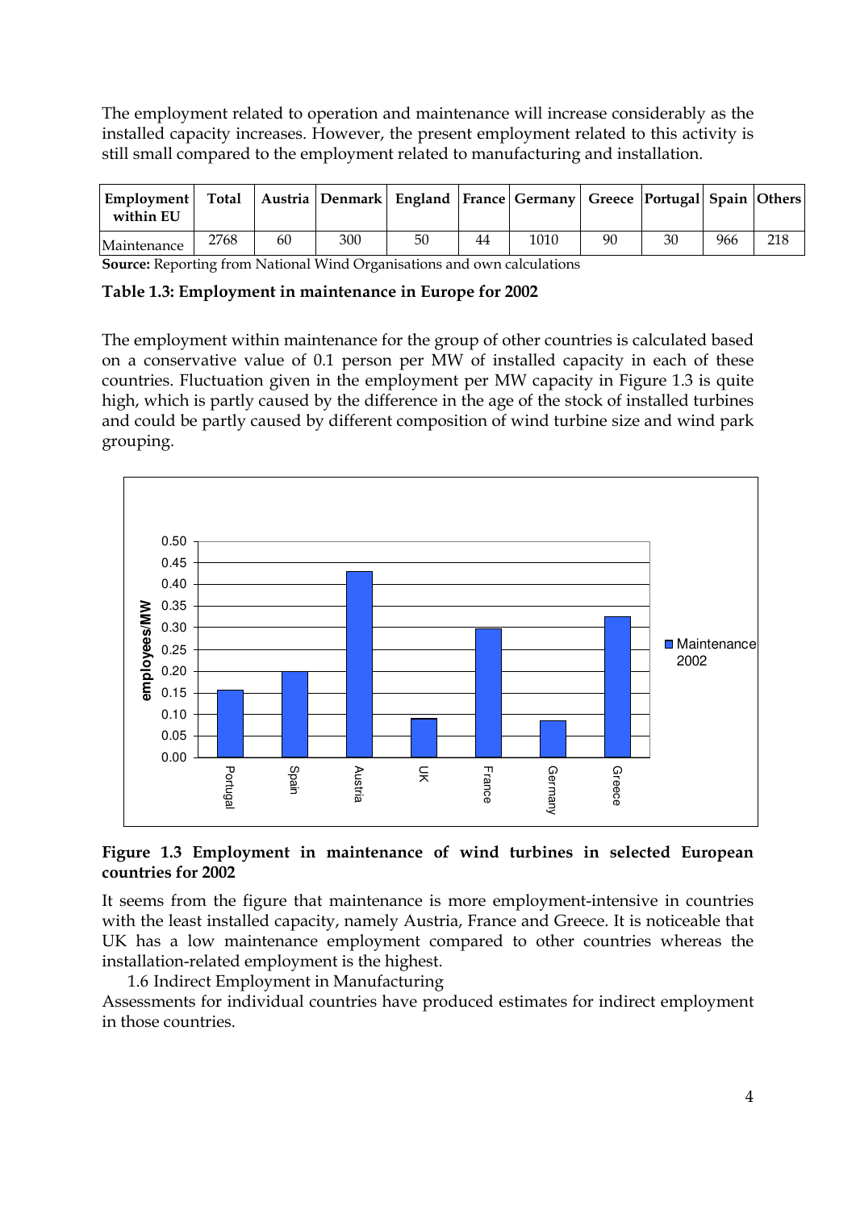The employment related to operation and maintenance will increase considerably as the installed capacity increases. However, the present employment related to this activity is still small compared to the employment related to manufacturing and installation.

| Employment within EU | Total | Austria | Denmark | England | France | Germany | Greece | Portugal | Spain | Others |
|---|---|---|---|---|---|---|---|---|---|---|
| Maintenance | 2768 | 60 | 300 | 50 | 44 | 1010 | 90 | 30 | 966 | 218 |

**Source:** Reporting from National Wind Organisations and own calculations

**Table 1.3: Employment in maintenance in Europe for 2002**

The employment within maintenance for the group of other countries is calculated based on a conservative value of 0.1 person per MW of installed capacity in each of these countries. Fluctuation given in the employment per MW capacity in Figure 1.3 is quite high, which is partly caused by the difference in the age of the stock of installed turbines and could be partly caused by different composition of wind turbine size and wind park grouping.

**Figure 1.3 Employment in maintenance of wind turbines in selected European countries for 2002**

It seems from the figure that maintenance is more employment-intensive in countries with the least installed capacity, namely Austria, France and Greece. It is noticeable that UK has a low maintenance employment compared to other countries whereas the installation-related employment is the highest.

## 1.6 Indirect Employment in Manufacturing

Assessments for individual countries have produced estimates for indirect employment in those countries.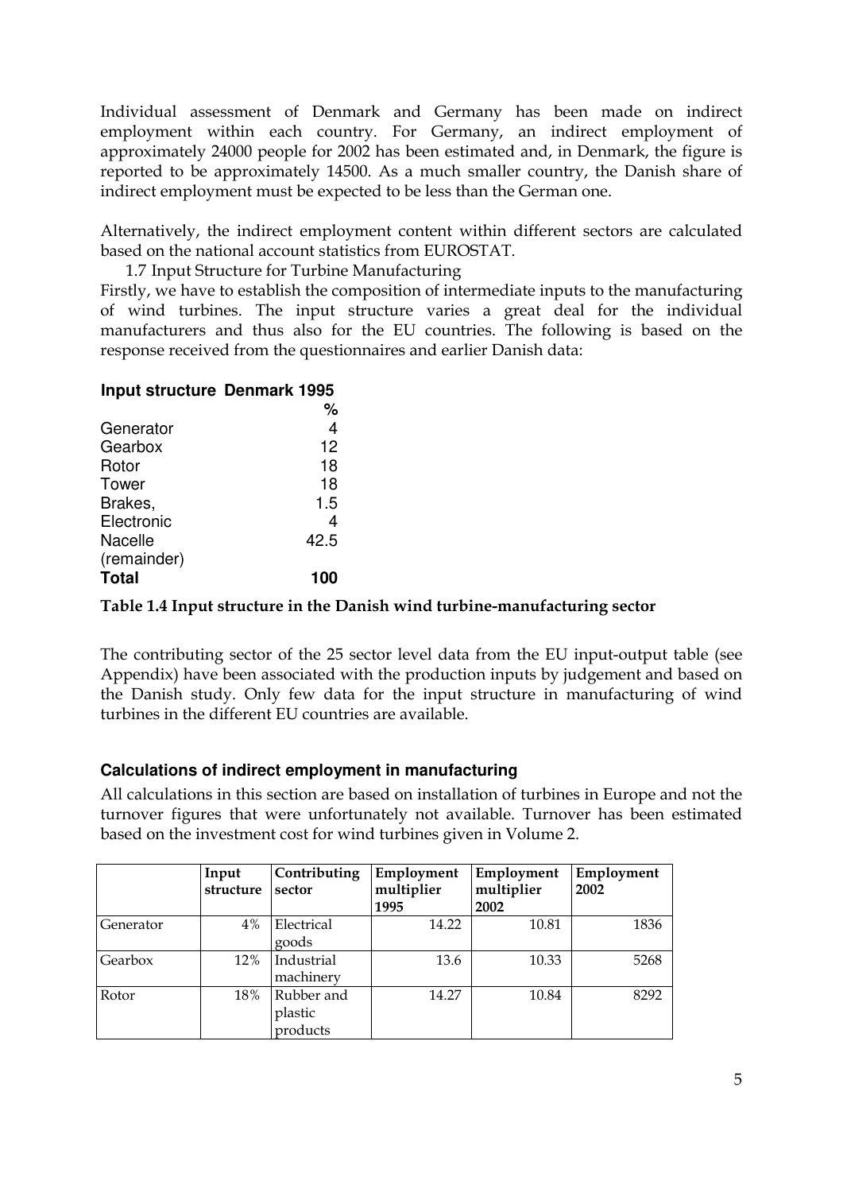Individual assessment of Denmark and Germany has been made on indirect employment within each country. For Germany, an indirect employment of approximately 24000 people for 2002 has been estimated and, in Denmark, the figure is reported to be approximately 14500. As a much smaller country, the Danish share of indirect employment must be expected to be less than the German one.

Alternatively, the indirect employment content within different sectors are calculated based on the national account statistics from EUROSTAT.

1.7 Input Structure for Turbine Manufacturing

Firstly, we have to establish the composition of intermediate inputs to the manufacturing of wind turbines. The input structure varies a great deal for the individual manufacturers and thus also for the EU countries. The following is based on the response received from the questionnaires and earlier Danish data:

**Input structure Denmark 1995**

| | % |
|---|---|
| Generator | 4 |
| Gearbox | 12 |
| Rotor | 18 |
| Tower | 18 |
| Brakes, | 1.5 |
| Electronic | 4 |
| Nacelle (remainder) | 42.5 |
| **Total** | **100** |

**Table 1.4 Input structure in the Danish wind turbine-manufacturing sector**

The contributing sector of the 25 sector level data from the EU input-output table (see Appendix) have been associated with the production inputs by judgement and based on the Danish study. Only few data for the input structure in manufacturing of wind turbines in the different EU countries are available.

### Calculations of indirect employment in manufacturing

All calculations in this section are based on installation of turbines in Europe and not the turnover figures that were unfortunately not available. Turnover has been estimated based on the investment cost for wind turbines given in Volume 2.

| | Input structure | Contributing sector | Employment multiplier 1995 | Employment multiplier 2002 | Employment 2002 |
|---|---|---|---|---|---|
| Generator | 4% | Electrical goods | 14.22 | 10.81 | 1836 |
| Gearbox | 12% | Industrial machinery | 13.6 | 10.33 | 5268 |
| Rotor | 18% | Rubber and plastic products | 14.27 | 10.84 | 8292 |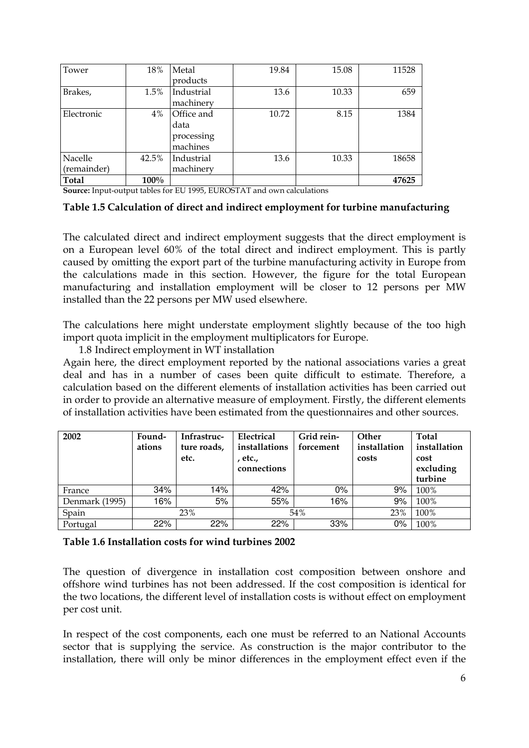| Tower | 18% | Metal products | 19.84 | 15.08 | 11528 |
|---|---|---|---|---|---|
| Brakes, | 1.5% | Industrial machinery | 13.6 | 10.33 | 659 |
| Electronic | 4% | Office and data processing machines | 10.72 | 8.15 | 1384 |
| Nacelle (remainder) | 42.5% | Industrial machinery | 13.6 | 10.33 | 18658 |
| **Total** | **100%** | | | | **47625** |

**Source:** Input-output tables for EU 1995, EUROSTAT and own calculations

**Table 1.5 Calculation of direct and indirect employment for turbine manufacturing**

The calculated direct and indirect employment suggests that the direct employment is on a European level 60% of the total direct and indirect employment. This is partly caused by omitting the export part of the turbine manufacturing activity in Europe from the calculations made in this section. However, the figure for the total European manufacturing and installation employment will be closer to 12 persons per MW installed than the 22 persons per MW used elsewhere.

The calculations here might understate employment slightly because of the too high import quota implicit in the employment multiplicators for Europe.

## 1.8 Indirect employment in WT installation

Again here, the direct employment reported by the national associations varies a great deal and has in a number of cases been quite difficult to estimate. Therefore, a calculation based on the different elements of installation activities has been carried out in order to provide an alternative measure of employment. Firstly, the different elements of installation activities have been estimated from the questionnaires and other sources.

| 2002 | Foundations | Infrastructure roads, etc. | Electrical installations, etc., connections | Grid reinforcement | Other installation costs | Total installation cost excluding turbine |
|---|---|---|---|---|---|---|
| France | 34% | 14% | 42% | 0% | 9% | 100% |
| Denmark (1995) | 16% | 5% | 55% | 16% | 9% | 100% |
| Spain | 23% | | 54% | | 23% | 100% |
| Portugal | 22% | 22% | 22% | 33% | 0% | 100% |

**Table 1.6 Installation costs for wind turbines 2002**

The question of divergence in installation cost composition between onshore and offshore wind turbines has not been addressed. If the cost composition is identical for the two locations, the different level of installation costs is without effect on employment per cost unit.

In respect of the cost components, each one must be referred to an National Accounts sector that is supplying the service. As construction is the major contributor to the installation, there will only be minor differences in the employment effect even if the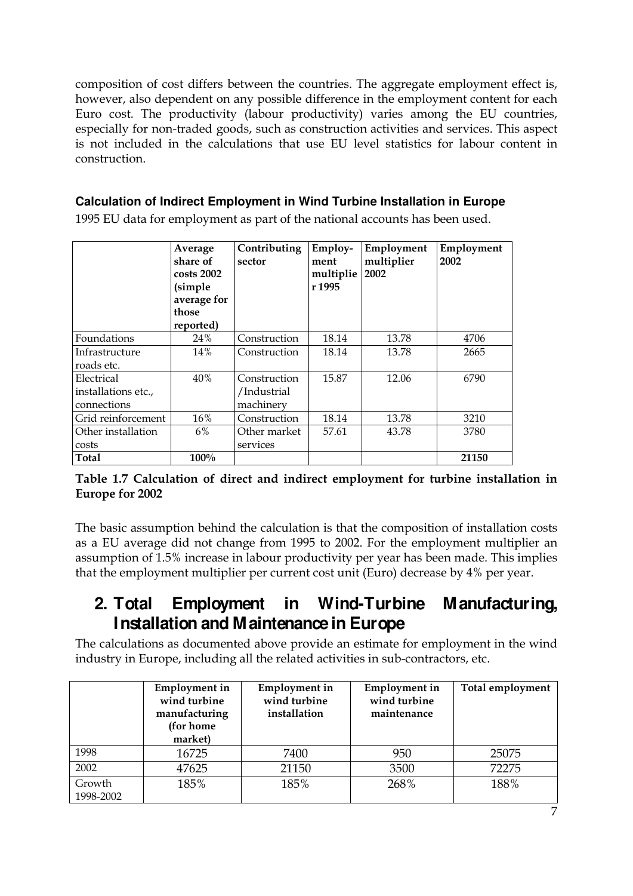composition of cost differs between the countries. The aggregate employment effect is, however, also dependent on any possible difference in the employment content for each Euro cost. The productivity (labour productivity) varies among the EU countries, especially for non-traded goods, such as construction activities and services. This aspect is not included in the calculations that use EU level statistics for labour content in construction.

### Calculation of Indirect Employment in Wind Turbine Installation in Europe

1995 EU data for employment as part of the national accounts has been used.

| | Average share of costs 2002 (simple average for those reported) | Contributing sector | Employ-ment multiplier 1995 | Employment multiplier 2002 | Employment 2002 |
|---|---|---|---|---|---|
| Foundations | 24% | Construction | 18.14 | 13.78 | 4706 |
| Infrastructure roads etc. | 14% | Construction | 18.14 | 13.78 | 2665 |
| Electrical installations etc., connections | 40% | Construction /Industrial machinery | 15.87 | 12.06 | 6790 |
| Grid reinforcement | 16% | Construction | 18.14 | 13.78 | 3210 |
| Other installation costs | 6% | Other market services | 57.61 | 43.78 | 3780 |
| **Total** | **100%** | | | | **21150** |

**Table 1.7 Calculation of direct and indirect employment for turbine installation in Europe for 2002**

The basic assumption behind the calculation is that the composition of installation costs as a EU average did not change from 1995 to 2002. For the employment multiplier an assumption of 1.5% increase in labour productivity per year has been made. This implies that the employment multiplier per current cost unit (Euro) decrease by 4% per year.

## 2. Total Employment in Wind-Turbine Manufacturing, Installation and Maintenance in Europe

The calculations as documented above provide an estimate for employment in the wind industry in Europe, including all the related activities in sub-contractors, etc.

| | Employment in wind turbine manufacturing (for home market) | Employment in wind turbine installation | Employment in wind turbine maintenance | Total employment |
|---|---|---|---|---|
| 1998 | 16725 | 7400 | 950 | 25075 |
| 2002 | 47625 | 21150 | 3500 | 72275 |
| Growth 1998-2002 | 185% | 185% | 268% | 188% |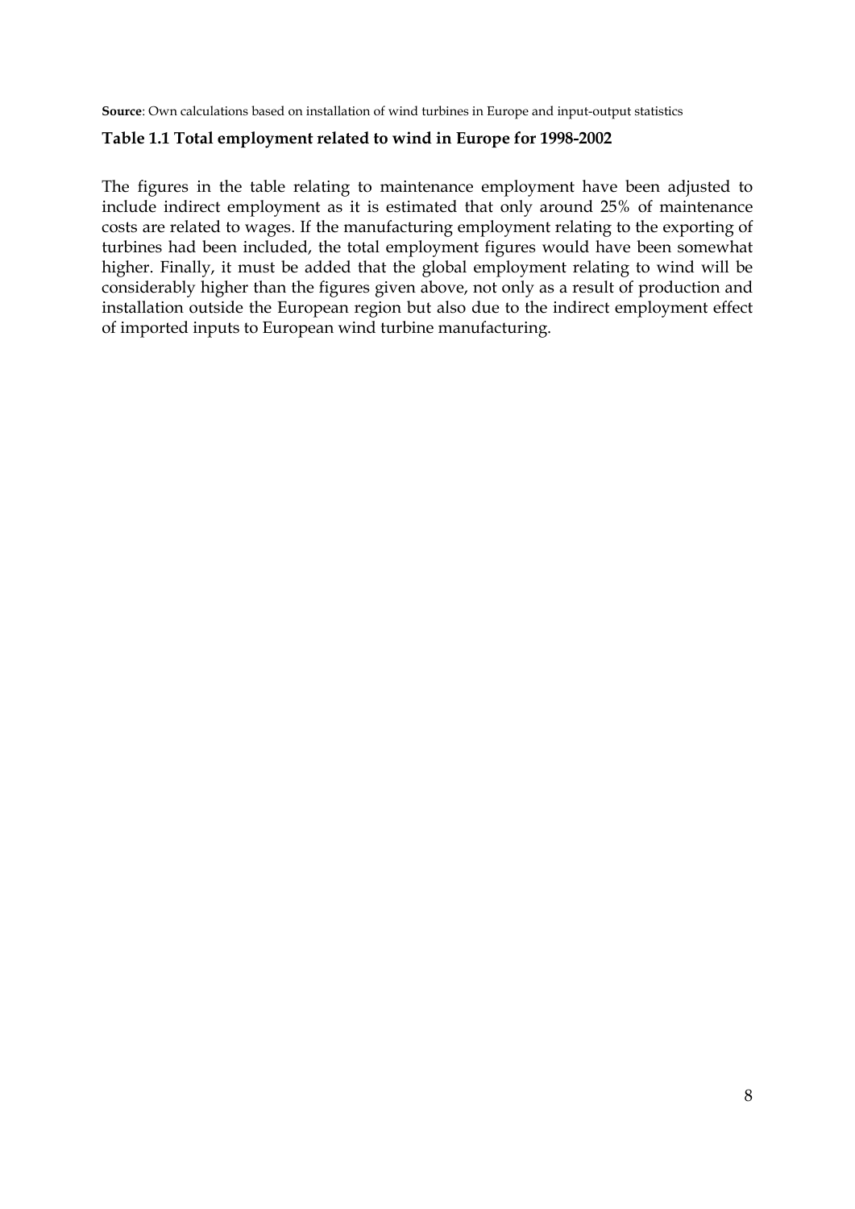**Source**: Own calculations based on installation of wind turbines in Europe and input-output statistics

**Table 1.1 Total employment related to wind in Europe for 1998-2002**

The figures in the table relating to maintenance employment have been adjusted to include indirect employment as it is estimated that only around 25% of maintenance costs are related to wages. If the manufacturing employment relating to the exporting of turbines had been included, the total employment figures would have been somewhat higher. Finally, it must be added that the global employment relating to wind will be considerably higher than the figures given above, not only as a result of production and installation outside the European region but also due to the indirect employment effect of imported inputs to European wind turbine manufacturing.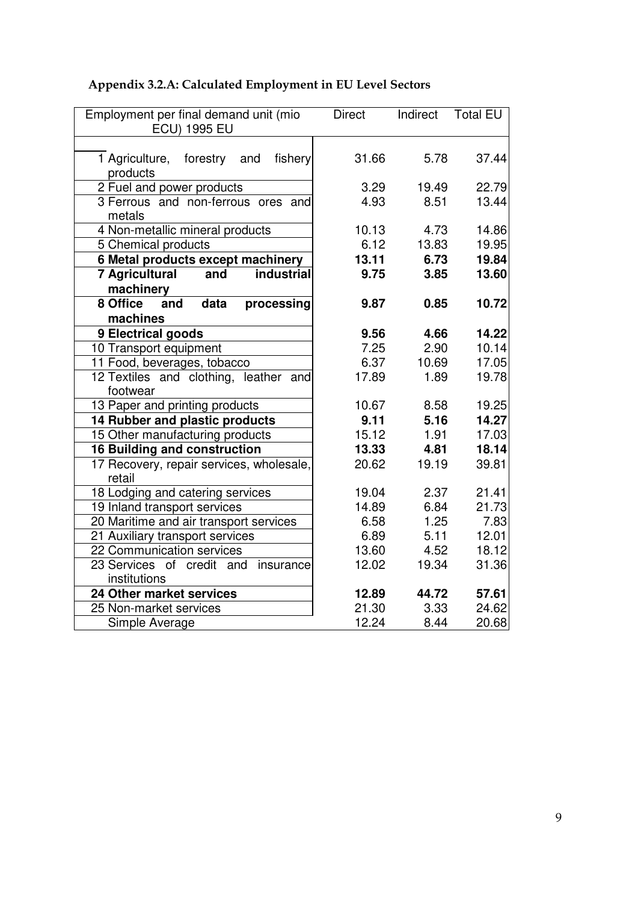**Appendix 3.2.A: Calculated Employment in EU Level Sectors**

| Employment per final demand unit (mio ECU) 1995 EU | Direct | Indirect | Total EU |
|---|---|---|---|
| 1 Agriculture, forestry and fishery products | 31.66 | 5.78 | 37.44 |
| 2 Fuel and power products | 3.29 | 19.49 | 22.79 |
| 3 Ferrous and non-ferrous ores and metals | 4.93 | 8.51 | 13.44 |
| 4 Non-metallic mineral products | 10.13 | 4.73 | 14.86 |
| 5 Chemical products | 6.12 | 13.83 | 19.95 |
| **6 Metal products except machinery** | **13.11** | **6.73** | **19.84** |
| **7 Agricultural and industrial machinery** | **9.75** | **3.85** | **13.60** |
| **8 Office and data processing machines** | **9.87** | **0.85** | **10.72** |
| **9 Electrical goods** | **9.56** | **4.66** | **14.22** |
| 10 Transport equipment | 7.25 | 2.90 | 10.14 |
| 11 Food, beverages, tobacco | 6.37 | 10.69 | 17.05 |
| 12 Textiles and clothing, leather and footwear | 17.89 | 1.89 | 19.78 |
| 13 Paper and printing products | 10.67 | 8.58 | 19.25 |
| **14 Rubber and plastic products** | **9.11** | **5.16** | **14.27** |
| 15 Other manufacturing products | 15.12 | 1.91 | 17.03 |
| **16 Building and construction** | **13.33** | **4.81** | **18.14** |
| 17 Recovery, repair services, wholesale, retail | 20.62 | 19.19 | 39.81 |
| 18 Lodging and catering services | 19.04 | 2.37 | 21.41 |
| 19 Inland transport services | 14.89 | 6.84 | 21.73 |
| 20 Maritime and air transport services | 6.58 | 1.25 | 7.83 |
| 21 Auxiliary transport services | 6.89 | 5.11 | 12.01 |
| 22 Communication services | 13.60 | 4.52 | 18.12 |
| 23 Services of credit and insurance institutions | 12.02 | 19.34 | 31.36 |
| **24 Other market services** | **12.89** | **44.72** | **57.61** |
| 25 Non-market services | 21.30 | 3.33 | 24.62 |
| Simple Average | 12.24 | 8.44 | 20.68 |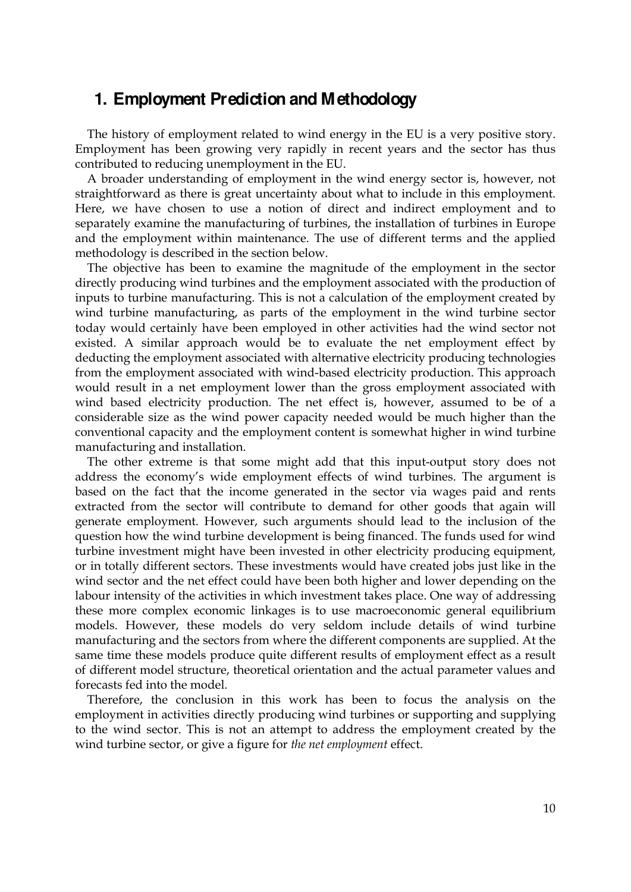## 1. Employment Prediction and Methodology

The history of employment related to wind energy in the EU is a very positive story. Employment has been growing very rapidly in recent years and the sector has thus contributed to reducing unemployment in the EU.

A broader understanding of employment in the wind energy sector is, however, not straightforward as there is great uncertainty about what to include in this employment. Here, we have chosen to use a notion of direct and indirect employment and to separately examine the manufacturing of turbines, the installation of turbines in Europe and the employment within maintenance. The use of different terms and the applied methodology is described in the section below.

The objective has been to examine the magnitude of the employment in the sector directly producing wind turbines and the employment associated with the production of inputs to turbine manufacturing. This is not a calculation of the employment created by wind turbine manufacturing, as parts of the employment in the wind turbine sector today would certainly have been employed in other activities had the wind sector not existed. A similar approach would be to evaluate the net employment effect by deducting the employment associated with alternative electricity producing technologies from the employment associated with wind-based electricity production. This approach would result in a net employment lower than the gross employment associated with wind based electricity production. The net effect is, however, assumed to be of a considerable size as the wind power capacity needed would be much higher than the conventional capacity and the employment content is somewhat higher in wind turbine manufacturing and installation.

The other extreme is that some might add that this input-output story does not address the economy's wide employment effects of wind turbines. The argument is based on the fact that the income generated in the sector via wages paid and rents extracted from the sector will contribute to demand for other goods that again will generate employment. However, such arguments should lead to the inclusion of the question how the wind turbine development is being financed. The funds used for wind turbine investment might have been invested in other electricity producing equipment, or in totally different sectors. These investments would have created jobs just like in the wind sector and the net effect could have been both higher and lower depending on the labour intensity of the activities in which investment takes place. One way of addressing these more complex economic linkages is to use macroeconomic general equilibrium models. However, these models do very seldom include details of wind turbine manufacturing and the sectors from where the different components are supplied. At the same time these models produce quite different results of employment effect as a result of different model structure, theoretical orientation and the actual parameter values and forecasts fed into the model.

Therefore, the conclusion in this work has been to focus the analysis on the employment in activities directly producing wind turbines or supporting and supplying to the wind sector. This is not an attempt to address the employment created by the wind turbine sector, or give a figure for *the net employment* effect.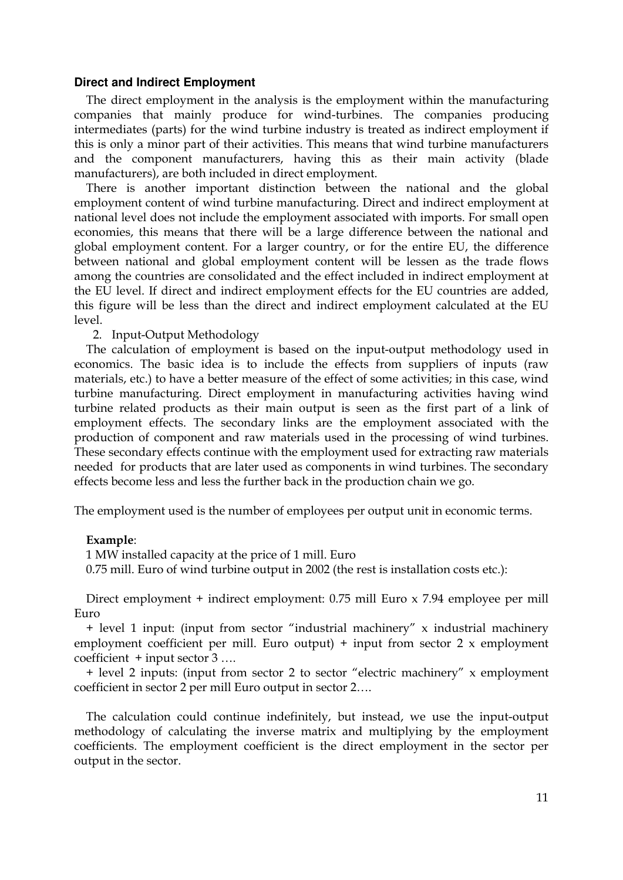### Direct and Indirect Employment

The direct employment in the analysis is the employment within the manufacturing companies that mainly produce for wind-turbines. The companies producing intermediates (parts) for the wind turbine industry is treated as indirect employment if this is only a minor part of their activities. This means that wind turbine manufacturers and the component manufacturers, having this as their main activity (blade manufacturers), are both included in direct employment.

There is another important distinction between the national and the global employment content of wind turbine manufacturing. Direct and indirect employment at national level does not include the employment associated with imports. For small open economies, this means that there will be a large difference between the national and global employment content. For a larger country, or for the entire EU, the difference between national and global employment content will be lessen as the trade flows among the countries are consolidated and the effect included in indirect employment at the EU level. If direct and indirect employment effects for the EU countries are added, this figure will be less than the direct and indirect employment calculated at the EU level.

2. Input-Output Methodology

The calculation of employment is based on the input-output methodology used in economics. The basic idea is to include the effects from suppliers of inputs (raw materials, etc.) to have a better measure of the effect of some activities; in this case, wind turbine manufacturing. Direct employment in manufacturing activities having wind turbine related products as their main output is seen as the first part of a link of employment effects. The secondary links are the employment associated with the production of component and raw materials used in the processing of wind turbines. These secondary effects continue with the employment used for extracting raw materials needed for products that are later used as components in wind turbines. The secondary effects become less and less the further back in the production chain we go.

The employment used is the number of employees per output unit in economic terms.

**Example**:

1 MW installed capacity at the price of 1 mill. Euro

0.75 mill. Euro of wind turbine output in 2002 (the rest is installation costs etc.):

Direct employment + indirect employment: 0.75 mill Euro x 7.94 employee per mill Euro

+ level 1 input: (input from sector "industrial machinery" x industrial machinery employment coefficient per mill. Euro output) + input from sector 2 x employment coefficient + input sector 3 ….

+ level 2 inputs: (input from sector 2 to sector "electric machinery" x employment coefficient in sector 2 per mill Euro output in sector 2….

The calculation could continue indefinitely, but instead, we use the input-output methodology of calculating the inverse matrix and multiplying by the employment coefficients. The employment coefficient is the direct employment in the sector per output in the sector.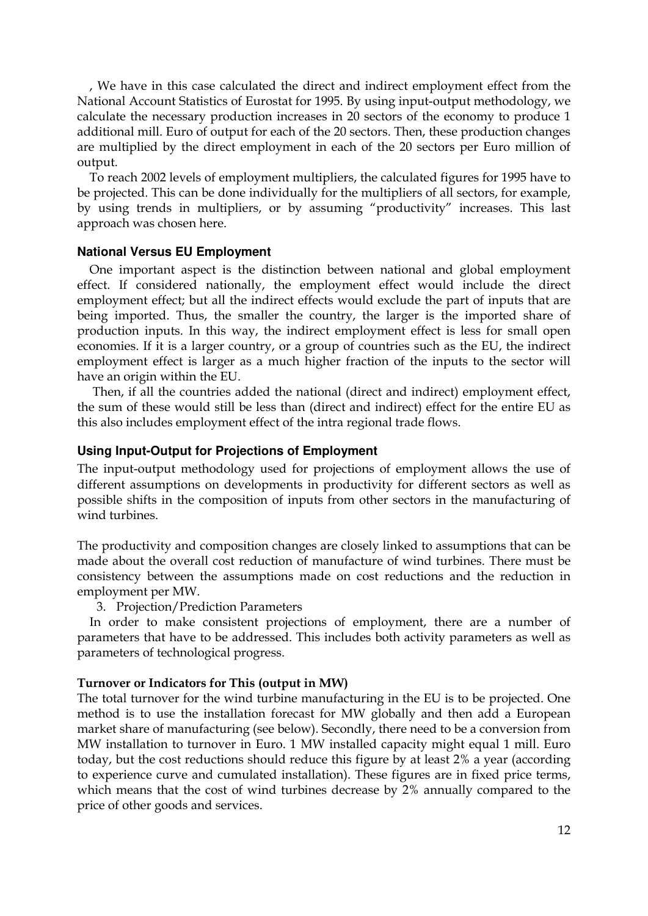, We have in this case calculated the direct and indirect employment effect from the National Account Statistics of Eurostat for 1995. By using input-output methodology, we calculate the necessary production increases in 20 sectors of the economy to produce 1 additional mill. Euro of output for each of the 20 sectors. Then, these production changes are multiplied by the direct employment in each of the 20 sectors per Euro million of output.

To reach 2002 levels of employment multipliers, the calculated figures for 1995 have to be projected. This can be done individually for the multipliers of all sectors, for example, by using trends in multipliers, or by assuming "productivity" increases. This last approach was chosen here.

### National Versus EU Employment

One important aspect is the distinction between national and global employment effect. If considered nationally, the employment effect would include the direct employment effect; but all the indirect effects would exclude the part of inputs that are being imported. Thus, the smaller the country, the larger is the imported share of production inputs. In this way, the indirect employment effect is less for small open economies. If it is a larger country, or a group of countries such as the EU, the indirect employment effect is larger as a much higher fraction of the inputs to the sector will have an origin within the EU.

Then, if all the countries added the national (direct and indirect) employment effect, the sum of these would still be less than (direct and indirect) effect for the entire EU as this also includes employment effect of the intra regional trade flows.

### Using Input-Output for Projections of Employment

The input-output methodology used for projections of employment allows the use of different assumptions on developments in productivity for different sectors as well as possible shifts in the composition of inputs from other sectors in the manufacturing of wind turbines.

The productivity and composition changes are closely linked to assumptions that can be made about the overall cost reduction of manufacture of wind turbines. There must be consistency between the assumptions made on cost reductions and the reduction in employment per MW.

3. Projection/Prediction Parameters

In order to make consistent projections of employment, there are a number of parameters that have to be addressed. This includes both activity parameters as well as parameters of technological progress.

**Turnover or Indicators for This (output in MW)**

The total turnover for the wind turbine manufacturing in the EU is to be projected. One method is to use the installation forecast for MW globally and then add a European market share of manufacturing (see below). Secondly, there need to be a conversion from MW installation to turnover in Euro. 1 MW installed capacity might equal 1 mill. Euro today, but the cost reductions should reduce this figure by at least 2% a year (according to experience curve and cumulated installation). These figures are in fixed price terms, which means that the cost of wind turbines decrease by 2% annually compared to the price of other goods and services.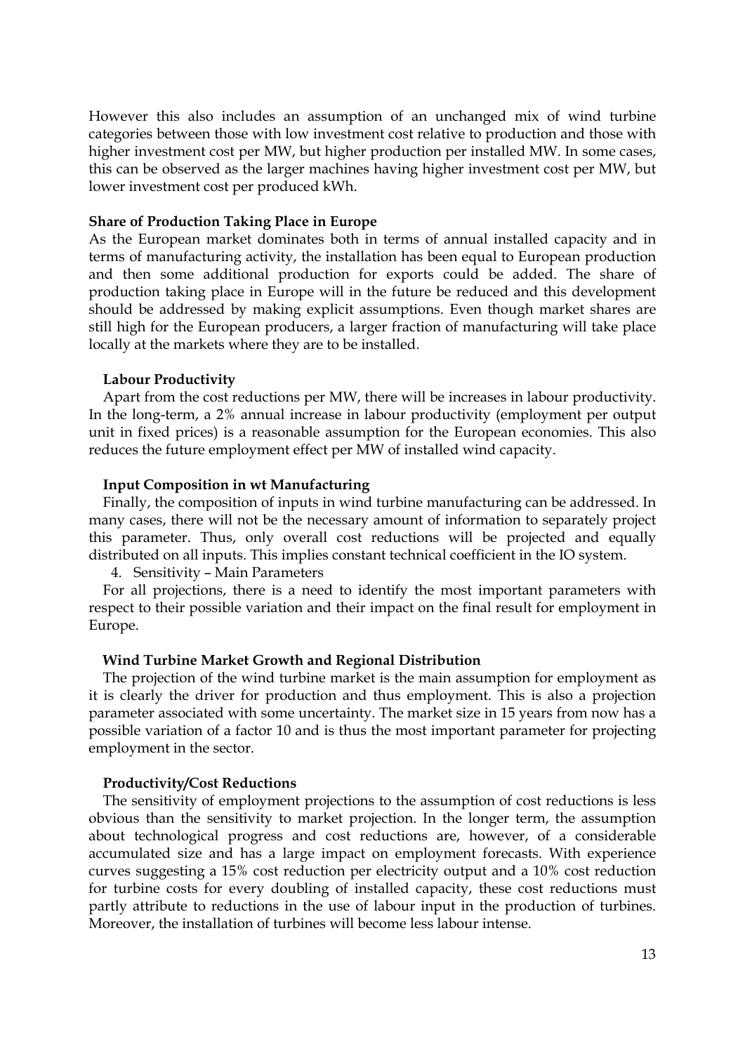However this also includes an assumption of an unchanged mix of wind turbine categories between those with low investment cost relative to production and those with higher investment cost per MW, but higher production per installed MW. In some cases, this can be observed as the larger machines having higher investment cost per MW, but lower investment cost per produced kWh.

**Share of Production Taking Place in Europe**

As the European market dominates both in terms of annual installed capacity and in terms of manufacturing activity, the installation has been equal to European production and then some additional production for exports could be added. The share of production taking place in Europe will in the future be reduced and this development should be addressed by making explicit assumptions. Even though market shares are still high for the European producers, a larger fraction of manufacturing will take place locally at the markets where they are to be installed.

**Labour Productivity**

Apart from the cost reductions per MW, there will be increases in labour productivity. In the long-term, a 2% annual increase in labour productivity (employment per output unit in fixed prices) is a reasonable assumption for the European economies. This also reduces the future employment effect per MW of installed wind capacity.

**Input Composition in wt Manufacturing**

Finally, the composition of inputs in wind turbine manufacturing can be addressed. In many cases, there will not be the necessary amount of information to separately project this parameter. Thus, only overall cost reductions will be projected and equally distributed on all inputs. This implies constant technical coefficient in the IO system.

4. Sensitivity – Main Parameters

For all projections, there is a need to identify the most important parameters with respect to their possible variation and their impact on the final result for employment in Europe.

**Wind Turbine Market Growth and Regional Distribution**

The projection of the wind turbine market is the main assumption for employment as it is clearly the driver for production and thus employment. This is also a projection parameter associated with some uncertainty. The market size in 15 years from now has a possible variation of a factor 10 and is thus the most important parameter for projecting employment in the sector.

**Productivity/Cost Reductions**

The sensitivity of employment projections to the assumption of cost reductions is less obvious than the sensitivity to market projection. In the longer term, the assumption about technological progress and cost reductions are, however, of a considerable accumulated size and has a large impact on employment forecasts. With experience curves suggesting a 15% cost reduction per electricity output and a 10% cost reduction for turbine costs for every doubling of installed capacity, these cost reductions must partly attribute to reductions in the use of labour input in the production of turbines. Moreover, the installation of turbines will become less labour intense.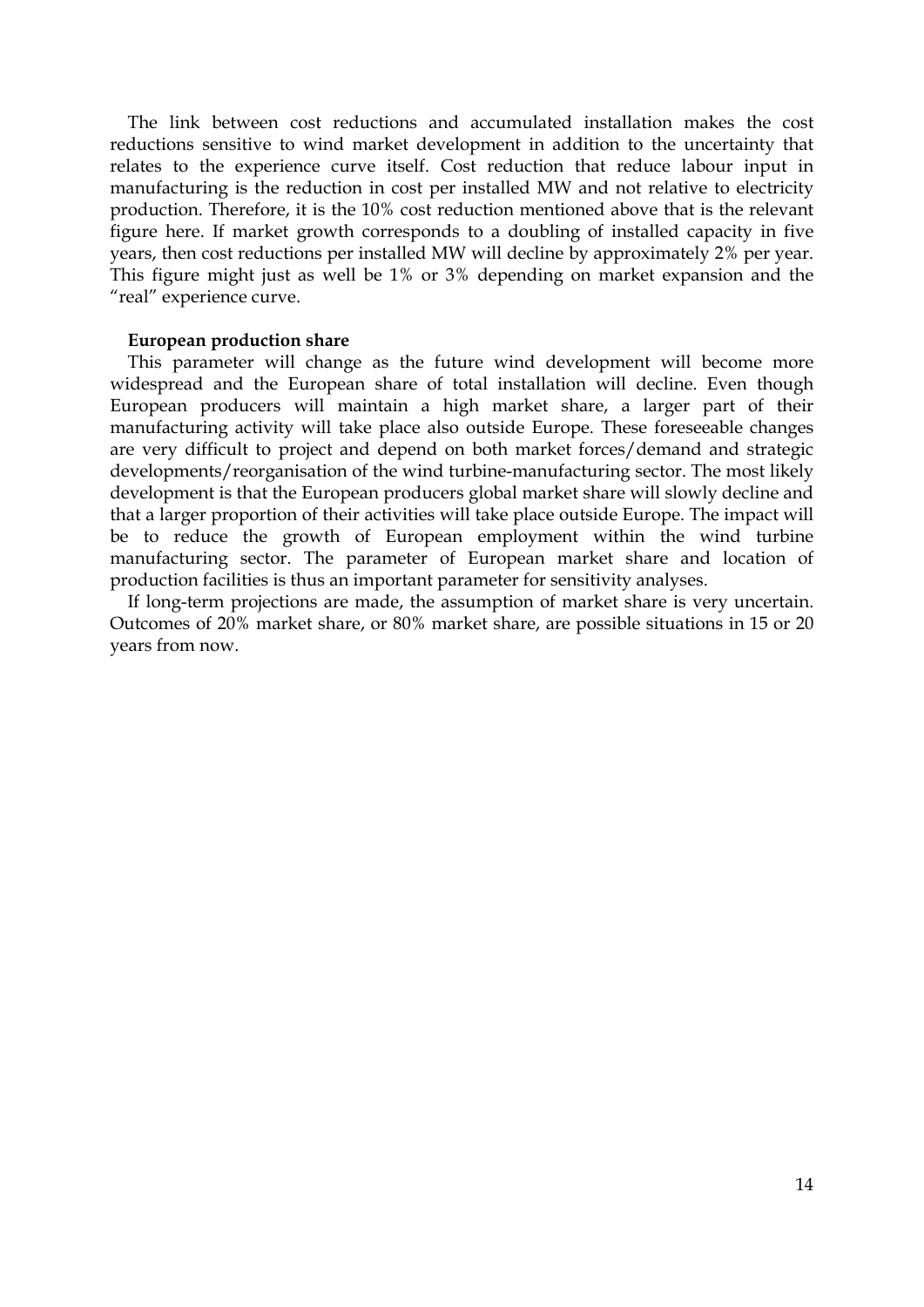The link between cost reductions and accumulated installation makes the cost reductions sensitive to wind market development in addition to the uncertainty that relates to the experience curve itself. Cost reduction that reduce labour input in manufacturing is the reduction in cost per installed MW and not relative to electricity production. Therefore, it is the 10% cost reduction mentioned above that is the relevant figure here. If market growth corresponds to a doubling of installed capacity in five years, then cost reductions per installed MW will decline by approximately 2% per year. This figure might just as well be 1% or 3% depending on market expansion and the "real" experience curve.

**European production share**

This parameter will change as the future wind development will become more widespread and the European share of total installation will decline. Even though European producers will maintain a high market share, a larger part of their manufacturing activity will take place also outside Europe. These foreseeable changes are very difficult to project and depend on both market forces/demand and strategic developments/reorganisation of the wind turbine-manufacturing sector. The most likely development is that the European producers global market share will slowly decline and that a larger proportion of their activities will take place outside Europe. The impact will be to reduce the growth of European employment within the wind turbine manufacturing sector. The parameter of European market share and location of production facilities is thus an important parameter for sensitivity analyses.

If long-term projections are made, the assumption of market share is very uncertain. Outcomes of 20% market share, or 80% market share, are possible situations in 15 or 20 years from now.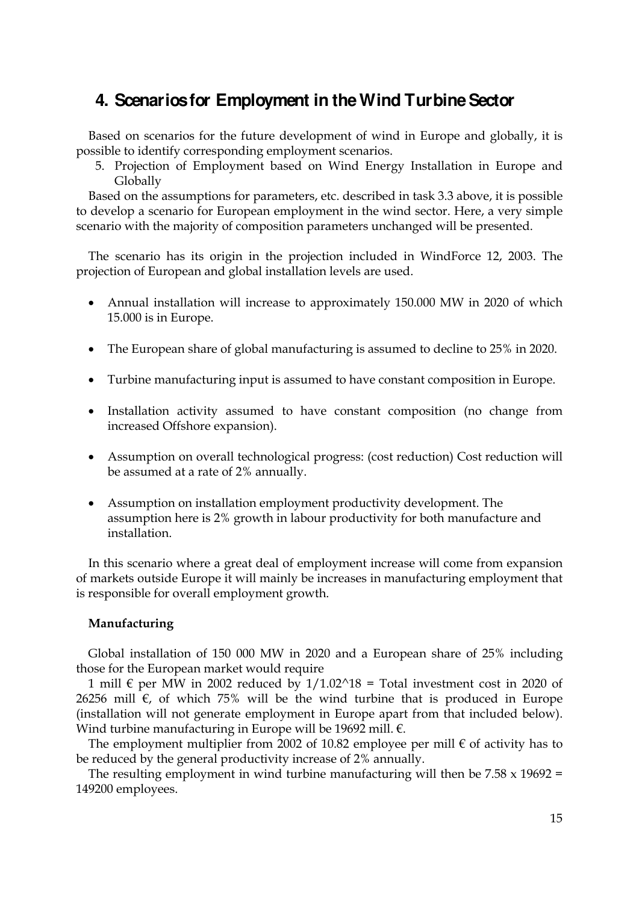# 4. Scenarios for Employment in the Wind Turbine Sector

Based on scenarios for the future development of wind in Europe and globally, it is possible to identify corresponding employment scenarios.

5. Projection of Employment based on Wind Energy Installation in Europe and Globally

Based on the assumptions for parameters, etc. described in task 3.3 above, it is possible to develop a scenario for European employment in the wind sector. Here, a very simple scenario with the majority of composition parameters unchanged will be presented.

The scenario has its origin in the projection included in WindForce 12, 2003. The projection of European and global installation levels are used.

- Annual installation will increase to approximately 150.000 MW in 2020 of which 15.000 is in Europe.
- The European share of global manufacturing is assumed to decline to 25% in 2020.
- Turbine manufacturing input is assumed to have constant composition in Europe.
- Installation activity assumed to have constant composition (no change from increased Offshore expansion).
- Assumption on overall technological progress: (cost reduction) Cost reduction will be assumed at a rate of 2% annually.
- Assumption on installation employment productivity development. The assumption here is 2% growth in labour productivity for both manufacture and installation.

In this scenario where a great deal of employment increase will come from expansion of markets outside Europe it will mainly be increases in manufacturing employment that is responsible for overall employment growth.

**Manufacturing**

Global installation of 150 000 MW in 2020 and a European share of 25% including those for the European market would require

1 mill € per MW in 2002 reduced by 1/1.02^18 = Total investment cost in 2020 of 26256 mill €, of which 75% will be the wind turbine that is produced in Europe (installation will not generate employment in Europe apart from that included below). Wind turbine manufacturing in Europe will be 19692 mill. €.

The employment multiplier from 2002 of 10.82 employee per mill € of activity has to be reduced by the general productivity increase of 2% annually.

The resulting employment in wind turbine manufacturing will then be 7.58 x 19692 = 149200 employees.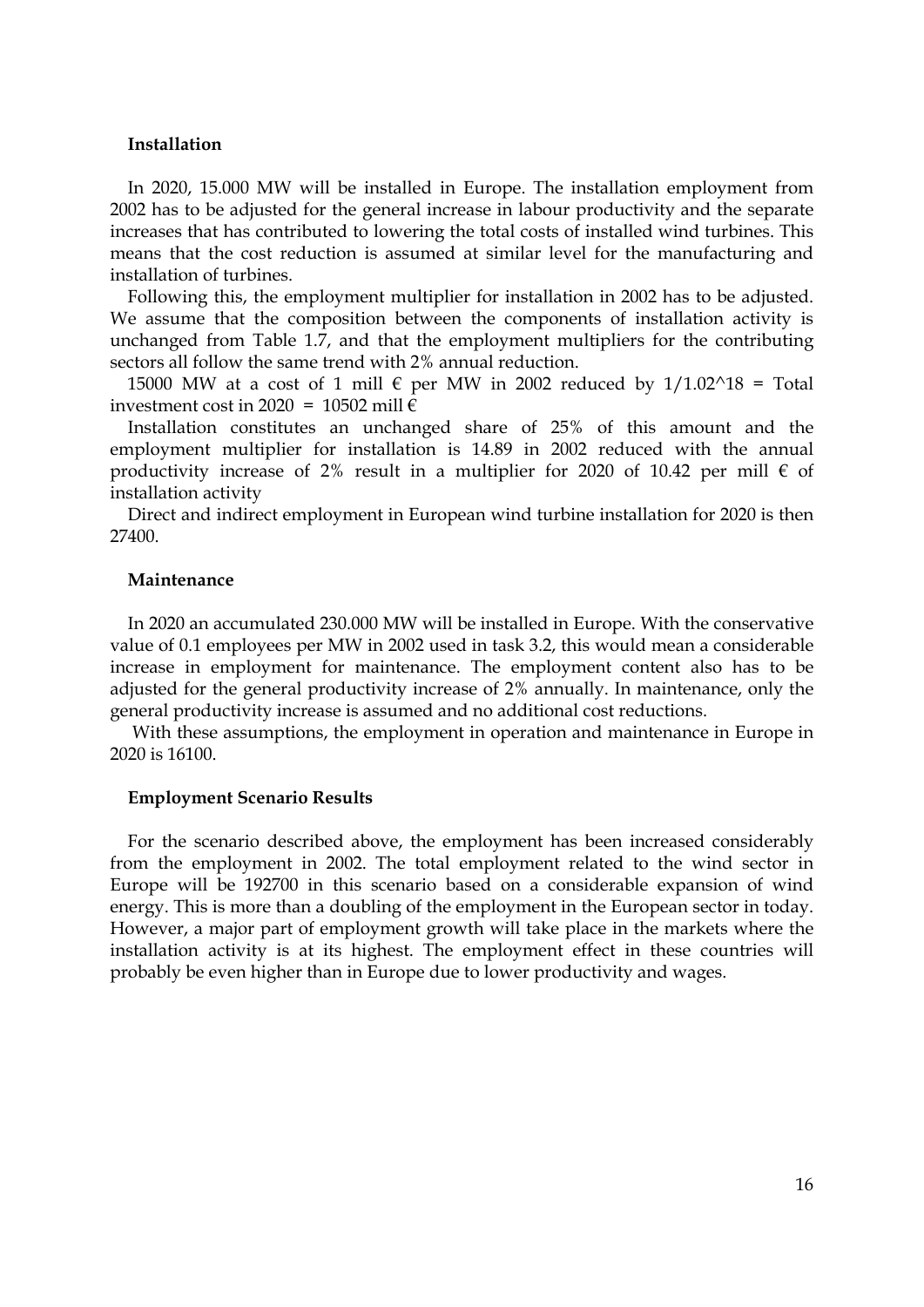**Installation**

In 2020, 15.000 MW will be installed in Europe. The installation employment from 2002 has to be adjusted for the general increase in labour productivity and the separate increases that has contributed to lowering the total costs of installed wind turbines. This means that the cost reduction is assumed at similar level for the manufacturing and installation of turbines.

Following this, the employment multiplier for installation in 2002 has to be adjusted. We assume that the composition between the components of installation activity is unchanged from Table 1.7, and that the employment multipliers for the contributing sectors all follow the same trend with 2% annual reduction.

15000 MW at a cost of 1 mill € per MW in 2002 reduced by $1/1.02^{18}$ = Total investment cost in 2020 = 10502 mill €

Installation constitutes an unchanged share of 25% of this amount and the employment multiplier for installation is 14.89 in 2002 reduced with the annual productivity increase of 2% result in a multiplier for 2020 of 10.42 per mill € of installation activity

Direct and indirect employment in European wind turbine installation for 2020 is then 27400.

**Maintenance**

In 2020 an accumulated 230.000 MW will be installed in Europe. With the conservative value of 0.1 employees per MW in 2002 used in task 3.2, this would mean a considerable increase in employment for maintenance. The employment content also has to be adjusted for the general productivity increase of 2% annually. In maintenance, only the general productivity increase is assumed and no additional cost reductions.

With these assumptions, the employment in operation and maintenance in Europe in 2020 is 16100.

**Employment Scenario Results**

For the scenario described above, the employment has been increased considerably from the employment in 2002. The total employment related to the wind sector in Europe will be 192700 in this scenario based on a considerable expansion of wind energy. This is more than a doubling of the employment in the European sector in today. However, a major part of employment growth will take place in the markets where the installation activity is at its highest. The employment effect in these countries will probably be even higher than in Europe due to lower productivity and wages.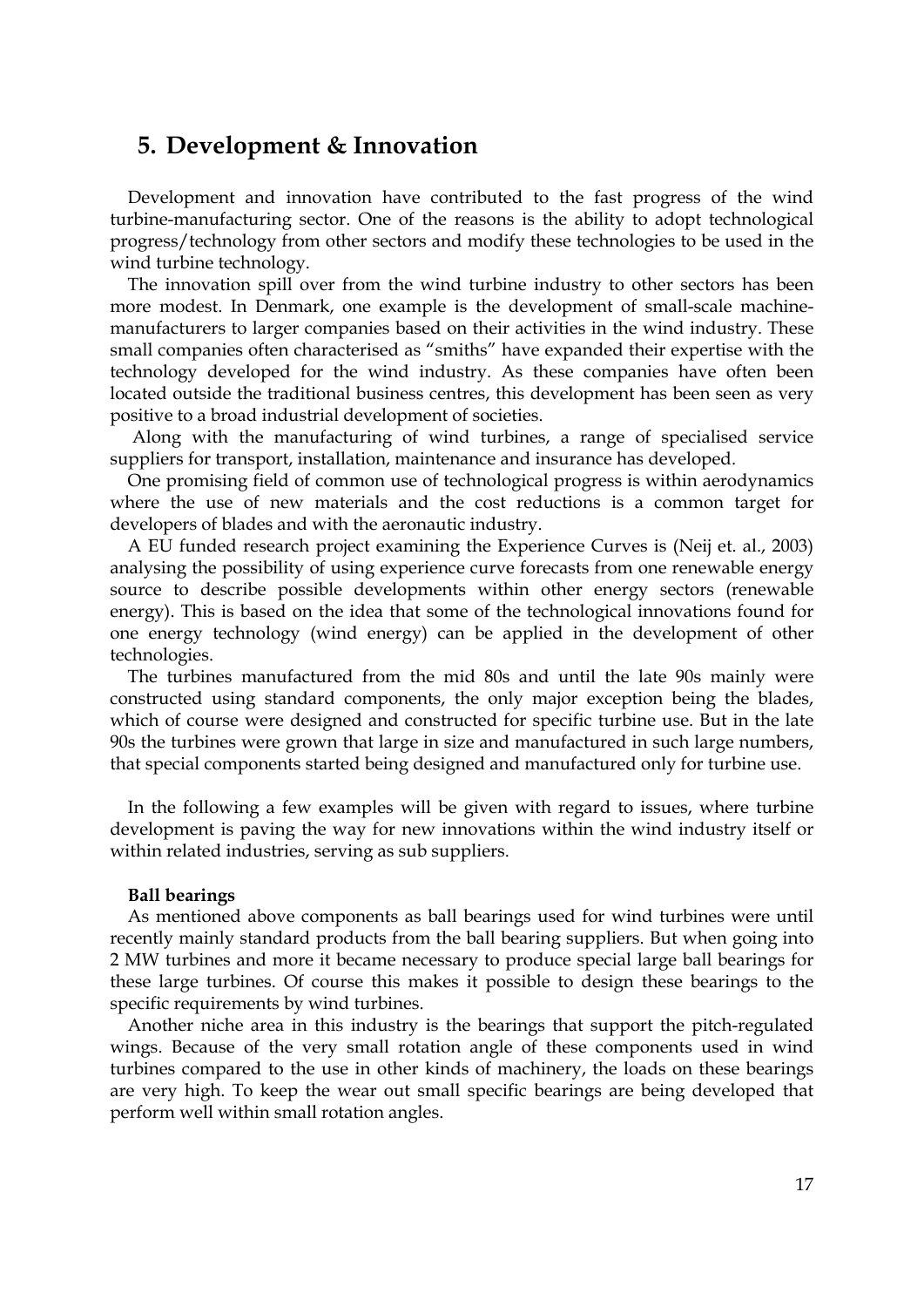## 5. Development & Innovation

Development and innovation have contributed to the fast progress of the wind turbine-manufacturing sector. One of the reasons is the ability to adopt technological progress/technology from other sectors and modify these technologies to be used in the wind turbine technology.

The innovation spill over from the wind turbine industry to other sectors has been more modest. In Denmark, one example is the development of small-scale machine-manufacturers to larger companies based on their activities in the wind industry. These small companies often characterised as "smiths" have expanded their expertise with the technology developed for the wind industry. As these companies have often been located outside the traditional business centres, this development has been seen as very positive to a broad industrial development of societies.

Along with the manufacturing of wind turbines, a range of specialised service suppliers for transport, installation, maintenance and insurance has developed.

One promising field of common use of technological progress is within aerodynamics where the use of new materials and the cost reductions is a common target for developers of blades and with the aeronautic industry.

A EU funded research project examining the Experience Curves is (Neij et. al., 2003) analysing the possibility of using experience curve forecasts from one renewable energy source to describe possible developments within other energy sectors (renewable energy). This is based on the idea that some of the technological innovations found for one energy technology (wind energy) can be applied in the development of other technologies.

The turbines manufactured from the mid 80s and until the late 90s mainly were constructed using standard components, the only major exception being the blades, which of course were designed and constructed for specific turbine use. But in the late 90s the turbines were grown that large in size and manufactured in such large numbers, that special components started being designed and manufactured only for turbine use.

In the following a few examples will be given with regard to issues, where turbine development is paving the way for new innovations within the wind industry itself or within related industries, serving as sub suppliers.

**Ball bearings**

As mentioned above components as ball bearings used for wind turbines were until recently mainly standard products from the ball bearing suppliers. But when going into 2 MW turbines and more it became necessary to produce special large ball bearings for these large turbines. Of course this makes it possible to design these bearings to the specific requirements by wind turbines.

Another niche area in this industry is the bearings that support the pitch-regulated wings. Because of the very small rotation angle of these components used in wind turbines compared to the use in other kinds of machinery, the loads on these bearings are very high. To keep the wear out small specific bearings are being developed that perform well within small rotation angles.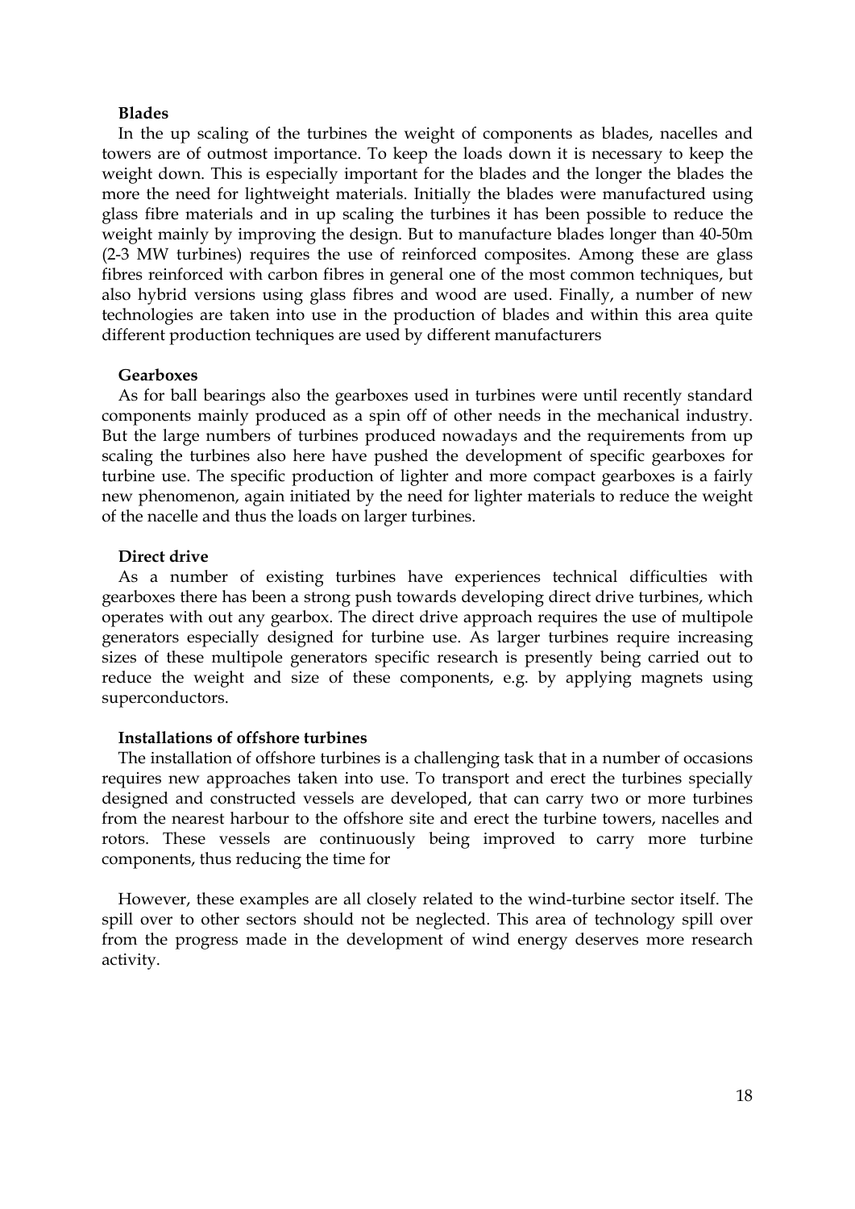**Blades**

In the up scaling of the turbines the weight of components as blades, nacelles and towers are of outmost importance. To keep the loads down it is necessary to keep the weight down. This is especially important for the blades and the longer the blades the more the need for lightweight materials. Initially the blades were manufactured using glass fibre materials and in up scaling the turbines it has been possible to reduce the weight mainly by improving the design. But to manufacture blades longer than 40-50m (2-3 MW turbines) requires the use of reinforced composites. Among these are glass fibres reinforced with carbon fibres in general one of the most common techniques, but also hybrid versions using glass fibres and wood are used. Finally, a number of new technologies are taken into use in the production of blades and within this area quite different production techniques are used by different manufacturers

**Gearboxes**

As for ball bearings also the gearboxes used in turbines were until recently standard components mainly produced as a spin off of other needs in the mechanical industry. But the large numbers of turbines produced nowadays and the requirements from up scaling the turbines also here have pushed the development of specific gearboxes for turbine use. The specific production of lighter and more compact gearboxes is a fairly new phenomenon, again initiated by the need for lighter materials to reduce the weight of the nacelle and thus the loads on larger turbines.

**Direct drive**

As a number of existing turbines have experiences technical difficulties with gearboxes there has been a strong push towards developing direct drive turbines, which operates with out any gearbox. The direct drive approach requires the use of multipole generators especially designed for turbine use. As larger turbines require increasing sizes of these multipole generators specific research is presently being carried out to reduce the weight and size of these components, e.g. by applying magnets using superconductors.

**Installations of offshore turbines**

The installation of offshore turbines is a challenging task that in a number of occasions requires new approaches taken into use. To transport and erect the turbines specially designed and constructed vessels are developed, that can carry two or more turbines from the nearest harbour to the offshore site and erect the turbine towers, nacelles and rotors. These vessels are continuously being improved to carry more turbine components, thus reducing the time for

However, these examples are all closely related to the wind-turbine sector itself. The spill over to other sectors should not be neglected. This area of technology spill over from the progress made in the development of wind energy deserves more research activity.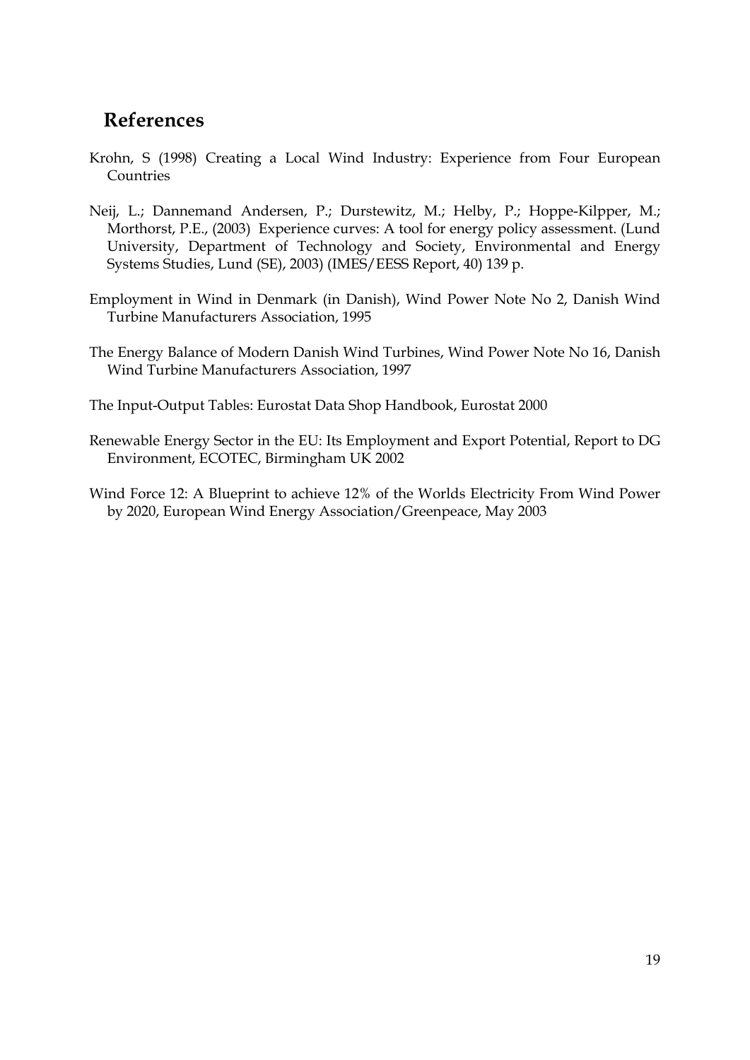## References

Krohn, S (1998) Creating a Local Wind Industry: Experience from Four European Countries

Neij, L.; Dannemand Andersen, P.; Durstewitz, M.; Helby, P.; Hoppe-Kilpper, M.; Morthorst, P.E., (2003) Experience curves: A tool for energy policy assessment. (Lund University, Department of Technology and Society, Environmental and Energy Systems Studies, Lund (SE), 2003) (IMES/EESS Report, 40) 139 p.

Employment in Wind in Denmark (in Danish), Wind Power Note No 2, Danish Wind Turbine Manufacturers Association, 1995

The Energy Balance of Modern Danish Wind Turbines, Wind Power Note No 16, Danish Wind Turbine Manufacturers Association, 1997

The Input-Output Tables: Eurostat Data Shop Handbook, Eurostat 2000

Renewable Energy Sector in the EU: Its Employment and Export Potential, Report to DG Environment, ECOTEC, Birmingham UK 2002

Wind Force 12: A Blueprint to achieve 12% of the Worlds Electricity From Wind Power by 2020, European Wind Energy Association/Greenpeace, May 2003